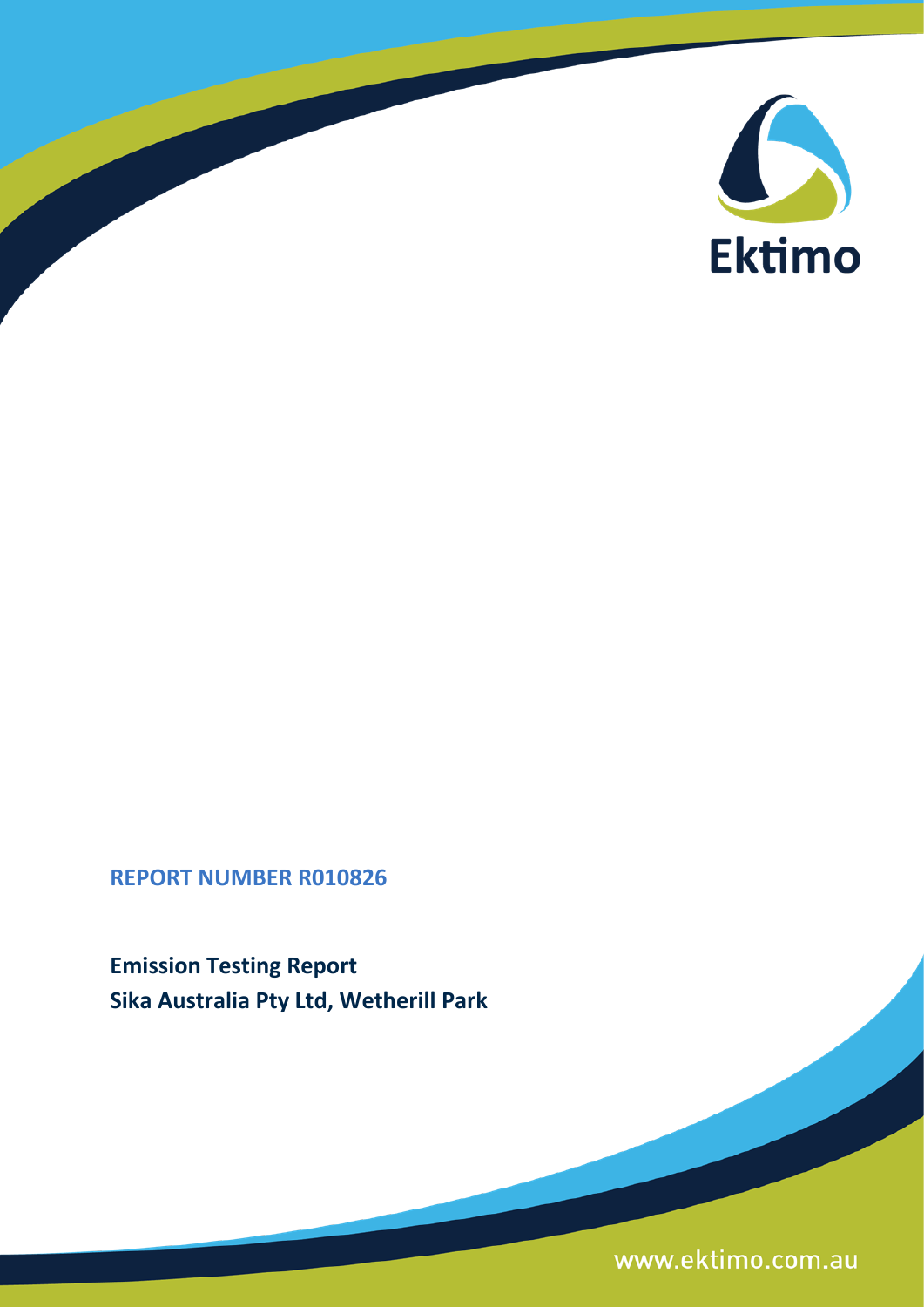Ektimo

**REPORT NUMBER R010826**

**Emission Testing Report**
**Sika Australia Pty Ltd, Wetherill Park**

www.ektimo.com.au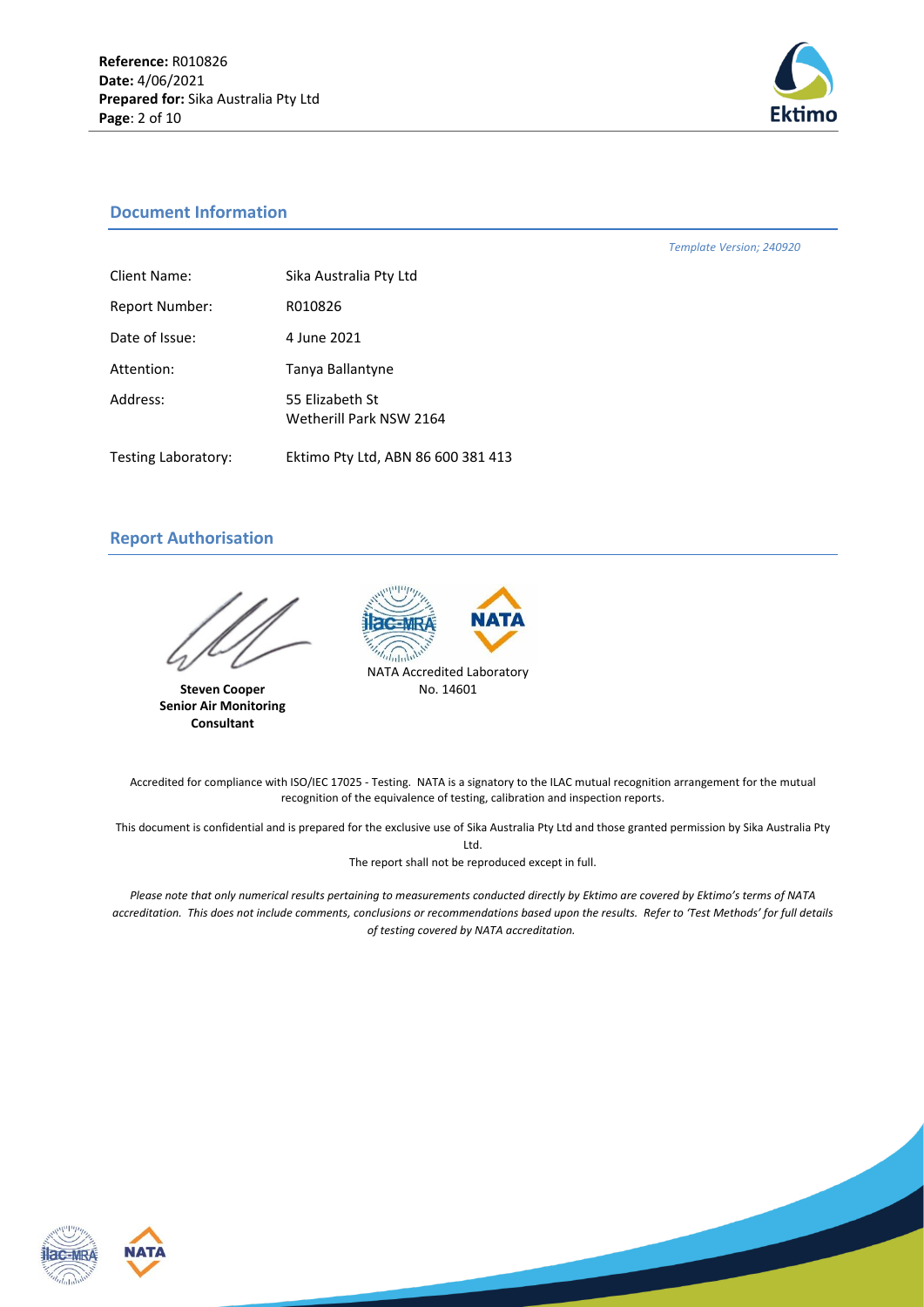## Document Information

*Template Version; 240920*

| | |
|---|---|
| Client Name: | Sika Australia Pty Ltd |
| Report Number: | R010826 |
| Date of Issue: | 4 June 2021 |
| Attention: | Tanya Ballantyne |
| Address: | 55 Elizabeth St<br>Wetherill Park NSW 2164 |
| Testing Laboratory: | Ektimo Pty Ltd, ABN 86 600 381 413 |

## Report Authorisation

**Steven Cooper**
**Senior Air Monitoring Consultant**

NATA Accredited Laboratory
No. 14601

Accredited for compliance with ISO/IEC 17025 - Testing. NATA is a signatory to the ILAC mutual recognition arrangement for the mutual recognition of the equivalence of testing, calibration and inspection reports.

This document is confidential and is prepared for the exclusive use of Sika Australia Pty Ltd and those granted permission by Sika Australia Pty Ltd.

The report shall not be reproduced except in full.

*Please note that only numerical results pertaining to measurements conducted directly by Ektimo are covered by Ektimo's terms of NATA accreditation. This does not include comments, conclusions or recommendations based upon the results. Refer to 'Test Methods' for full details of testing covered by NATA accreditation.*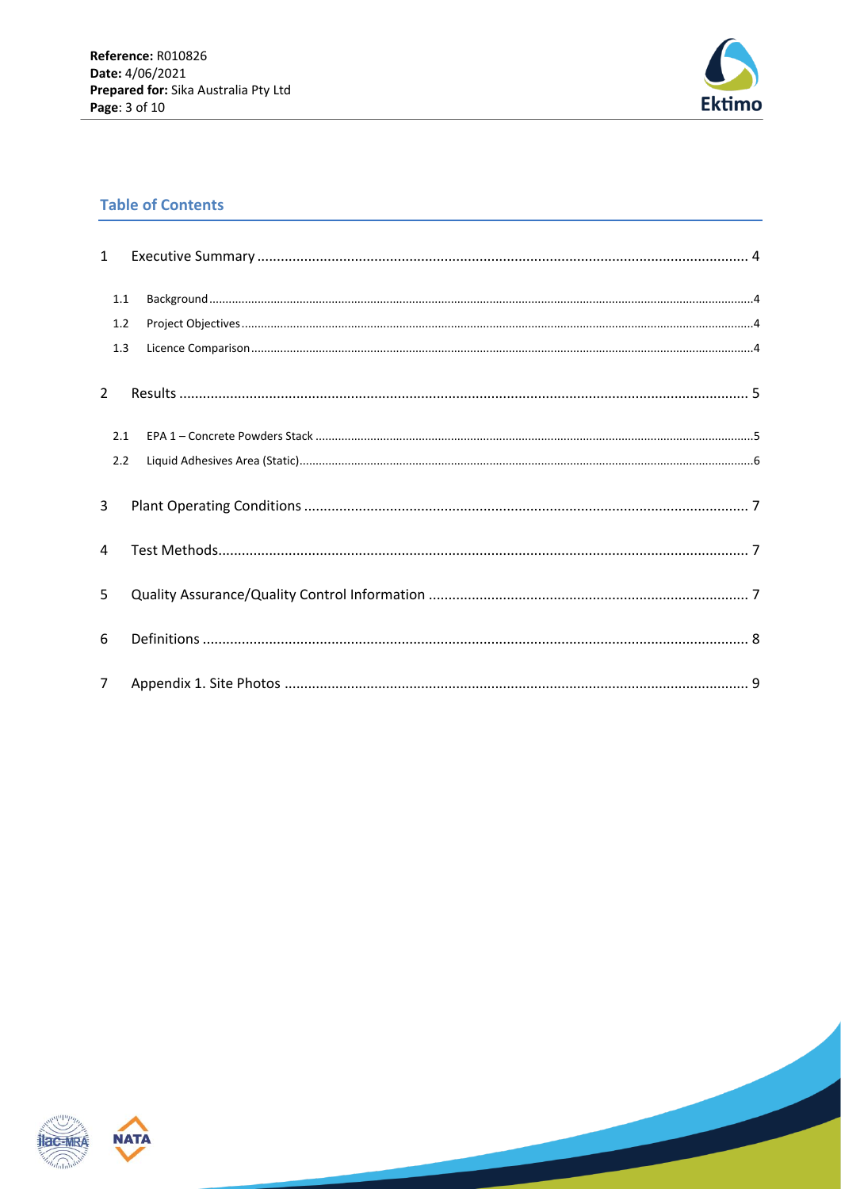## Table of Contents

1 Executive Summary ........ 4

- 1.1 Background ........ 4
- 1.2 Project Objectives ........ 4
- 1.3 Licence Comparison ........ 4

2 Results ........ 5

- 2.1 EPA 1 – Concrete Powders Stack ........ 5
- 2.2 Liquid Adhesives Area (Static) ........ 6

3 Plant Operating Conditions ........ 7

4 Test Methods ........ 7

5 Quality Assurance/Quality Control Information ........ 7

6 Definitions ........ 8

7 Appendix 1. Site Photos ........ 9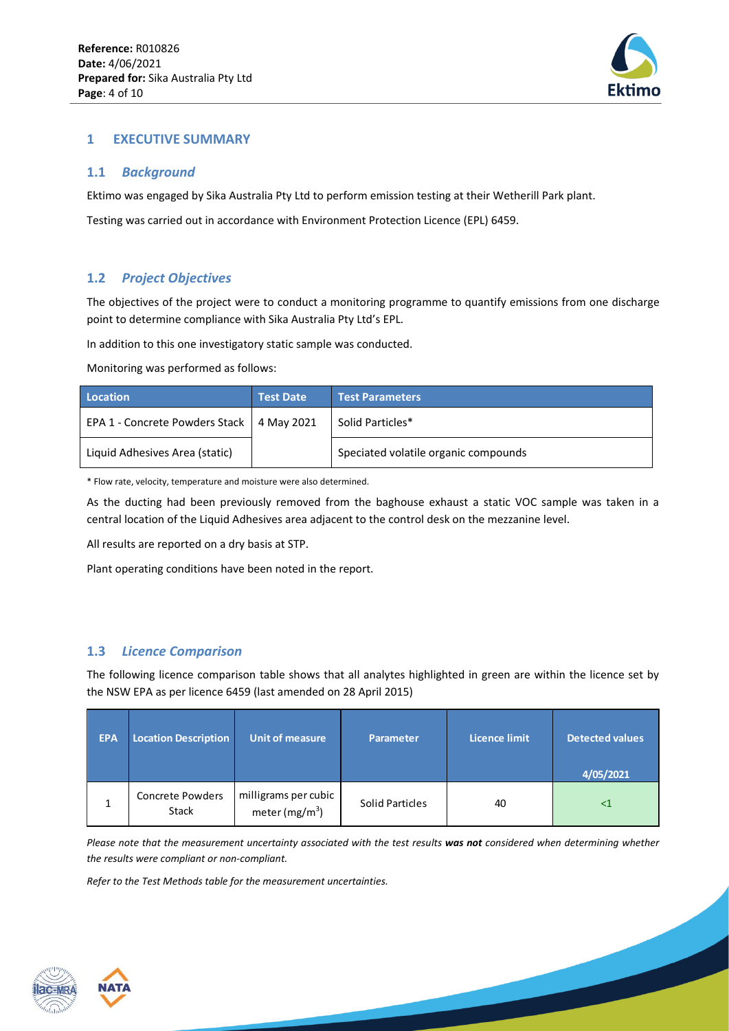## 1 EXECUTIVE SUMMARY

### 1.1 *Background*

Ektimo was engaged by Sika Australia Pty Ltd to perform emission testing at their Wetherill Park plant.

Testing was carried out in accordance with Environment Protection Licence (EPL) 6459.

### 1.2 *Project Objectives*

The objectives of the project were to conduct a monitoring programme to quantify emissions from one discharge point to determine compliance with Sika Australia Pty Ltd's EPL.

In addition to this one investigatory static sample was conducted.

Monitoring was performed as follows:

| Location | Test Date | Test Parameters |
|---|---|---|
| EPA 1 - Concrete Powders Stack | 4 May 2021 | Solid Particles* |
| Liquid Adhesives Area (static) | | Speciated volatile organic compounds |

* Flow rate, velocity, temperature and moisture were also determined.

As the ducting had been previously removed from the baghouse exhaust a static VOC sample was taken in a central location of the Liquid Adhesives area adjacent to the control desk on the mezzanine level.

All results are reported on a dry basis at STP.

Plant operating conditions have been noted in the report.

### 1.3 *Licence Comparison*

The following licence comparison table shows that all analytes highlighted in green are within the licence set by the NSW EPA as per licence 6459 (last amended on 28 April 2015)

| EPA | Location Description | Unit of measure | Parameter | Licence limit | Detected values 4/05/2021 |
|---|---|---|---|---|---|
| 1 | Concrete Powders Stack | milligrams per cubic meter ($mg/m^3$) | Solid Particles | 40 | <1 |

*Please note that the measurement uncertainty associated with the test results **was not** considered when determining whether the results were compliant or non-compliant.*

*Refer to the Test Methods table for the measurement uncertainties.*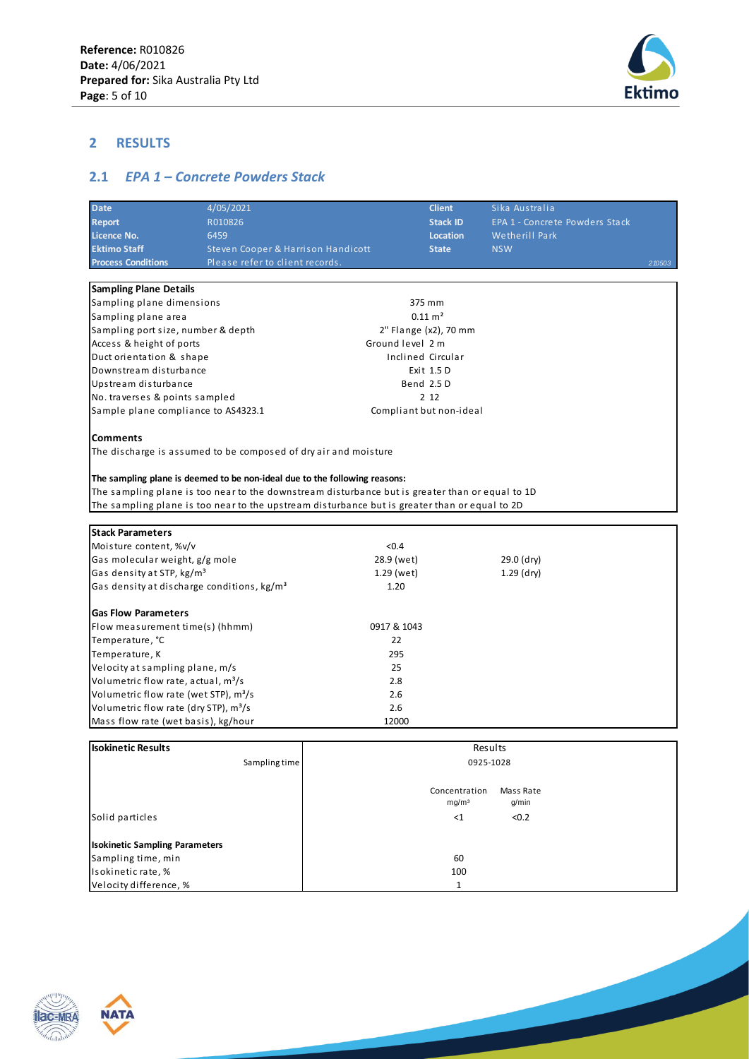## 2 RESULTS

### 2.1 *EPA 1 – Concrete Powders Stack*

| Date | 4/05/2021 | Client | Sika Australia |
|---|---|---|---|
| Report | R010826 | Stack ID | EPA 1 - Concrete Powders Stack |
| Licence No. | 6459 | Location | Wetherill Park |
| Ektimo Staff | Steven Cooper & Harrison Handicott | State | NSW |
| Process Conditions | Please refer to client records. | | 210503 |

| Sampling Plane Details | |
|---|---|
| Sampling plane dimensions | 375 mm |
| Sampling plane area | 0.11 m² |
| Sampling port size, number & depth | 2" Flange (x2), 70 mm |
| Access & height of ports | Ground level 2 m |
| Duct orientation & shape | Inclined Circular |
| Downstream disturbance | Exit 1.5 D |
| Upstream disturbance | Bend 2.5 D |
| No. traverses & points sampled | 2 12 |
| Sample plane compliance to AS4323.1 | Compliant but non-ideal |

**Comments**

The discharge is assumed to be composed of dry air and moisture

**The sampling plane is deemed to be non-ideal due to the following reasons:**

The sampling plane is too near to the downstream disturbance but is greater than or equal to 1D

The sampling plane is too near to the upstream disturbance but is greater than or equal to 2D

| Stack Parameters | | |
|---|---|---|
| Moisture content, %v/v | <0.4 | |
| Gas molecular weight, g/g mole | 28.9 (wet) | 29.0 (dry) |
| Gas density at STP, kg/m³ | 1.29 (wet) | 1.29 (dry) |
| Gas density at discharge conditions, kg/m³ | 1.20 | |
| **Gas Flow Parameters** | | |
| Flow measurement time(s) (hhmm) | 0917 & 1043 | |
| Temperature, °C | 22 | |
| Temperature, K | 295 | |
| Velocity at sampling plane, m/s | 25 | |
| Volumetric flow rate, actual, m³/s | 2.8 | |
| Volumetric flow rate (wet STP), m³/s | 2.6 | |
| Volumetric flow rate (dry STP), m³/s | 2.6 | |
| Mass flow rate (wet basis), kg/hour | 12000 | |

| Isokinetic Results | Results | |
|---|---|---|
| Sampling time | 0925-1028 | |
| | Concentration mg/m³ | Mass Rate g/min |
| Solid particles | <1 | <0.2 |
| **Isokinetic Sampling Parameters** | | |
| Sampling time, min | 60 | |
| Isokinetic rate, % | 100 | |
| Velocity difference, % | 1 | |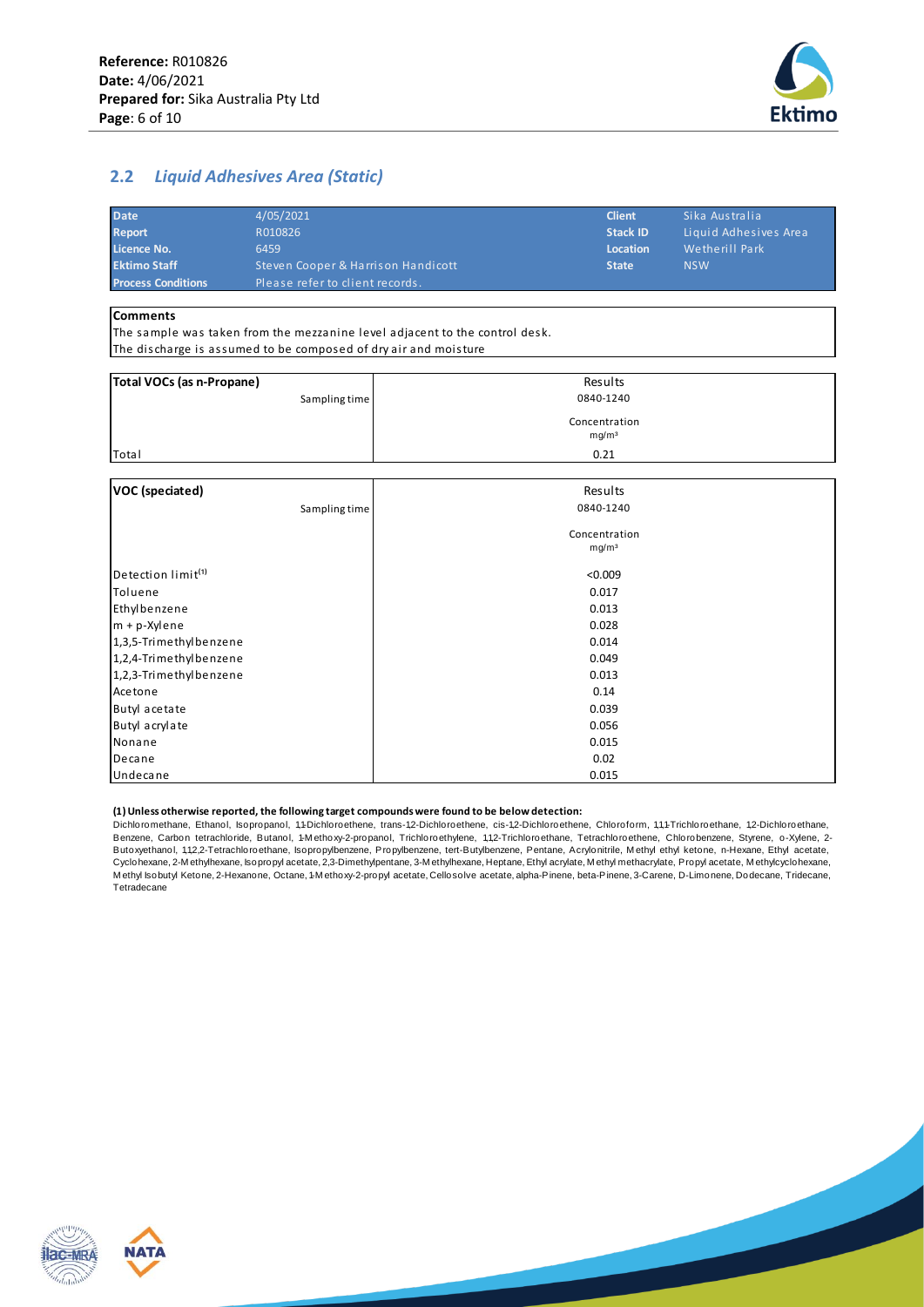## 2.2 *Liquid Adhesives Area (Static)*

| | | | |
|---|---|---|---|
| **Date** | 4/05/2021 | **Client** | Sika Australia |
| **Report** | R010826 | **Stack ID** | Liquid Adhesives Area |
| **Licence No.** | 6459 | **Location** | Wetherill Park |
| **Ektimo Staff** | Steven Cooper & Harrison Handicott | **State** | NSW |
| **Process Conditions** | Please refer to client records. | | |

**Comments**

The sample was taken from the mezzanine level adjacent to the control desk.
The discharge is assumed to be composed of dry air and moisture

| **Total VOCs (as n-Propane)** | Results |
|---|---|
| Sampling time | 0840-1240 |
| | Concentration mg/m³ |
| Total | 0.21 |

| **VOC (speciated)** | Results |
|---|---|
| Sampling time | 0840-1240 |
| | Concentration mg/m³ |
| Detection limit[1] | <0.009 |
| Toluene | 0.017 |
| Ethylbenzene | 0.013 |
| m + p-Xylene | 0.028 |
| 1,3,5-Trimethylbenzene | 0.014 |
| 1,2,4-Trimethylbenzene | 0.049 |
| 1,2,3-Trimethylbenzene | 0.013 |
| Acetone | 0.14 |
| Butyl acetate | 0.039 |
| Butyl acrylate | 0.056 |
| Nonane | 0.015 |
| Decane | 0.02 |
| Undecane | 0.015 |

**(1) Unless otherwise reported, the following target compounds were found to be below detection:**
Dichloromethane, Ethanol, Isopropanol, 1,1-Dichloroethene, trans-1,2-Dichloroethene, cis-1,2-Dichloroethene, Chloroform, 1,1,1-Trichloroethane, 1,2-Dichloroethane, Benzene, Carbon tetrachloride, Butanol, 1-Methoxy-2-propanol, Trichloroethylene, 1,1,2-Trichloroethane, Tetrachloroethene, Chlorobenzene, Styrene, o-Xylene, 2-Butoxyethanol, 1,1,2,2-Tetrachloroethane, Isopropylbenzene, Propylbenzene, tert-Butylbenzene, Pentane, Acrylonitrile, Methyl ethyl ketone, n-Hexane, Ethyl acetate, Cyclohexane, 2-Methylhexane, Isopropyl acetate, 2,3-Dimethylpentane, 3-Methylhexane, Heptane, Ethyl acrylate, Methyl methacrylate, Propyl acetate, Methylcyclohexane, Methyl Isobutyl Ketone, 2-Hexanone, Octane, 1-Methoxy-2-propyl acetate, Cellosolve acetate, alpha-Pinene, beta-Pinene, 3-Carene, D-Limonene, Dodecane, Tridecane, Tetradecane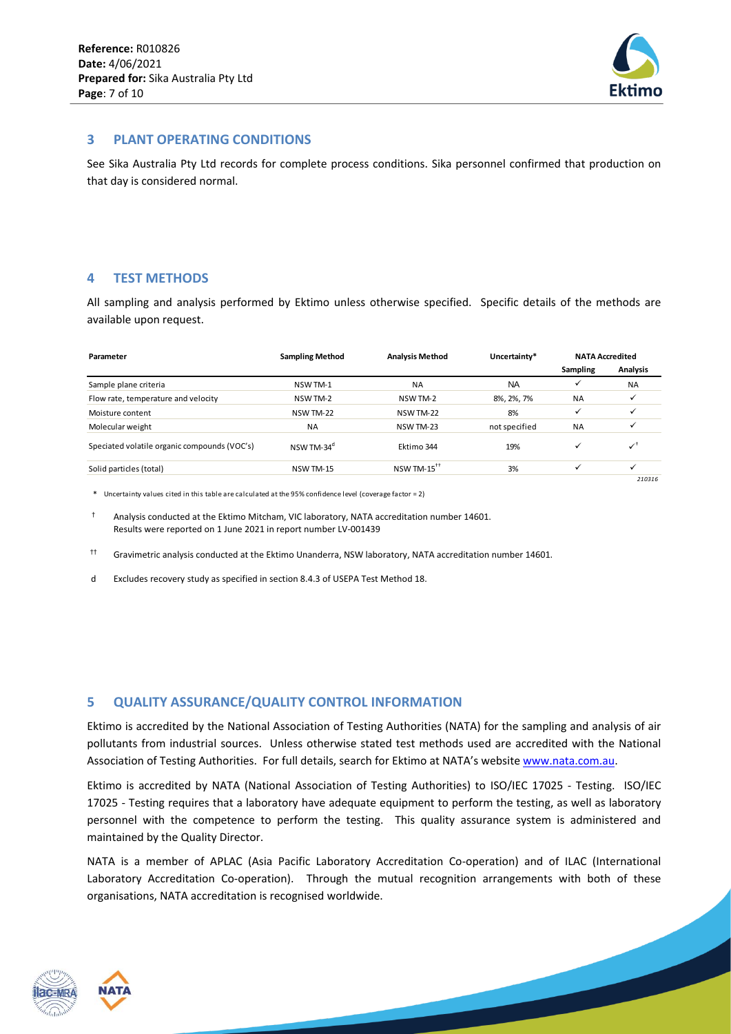## 3 PLANT OPERATING CONDITIONS

See Sika Australia Pty Ltd records for complete process conditions. Sika personnel confirmed that production on that day is considered normal.

## 4 TEST METHODS

All sampling and analysis performed by Ektimo unless otherwise specified. Specific details of the methods are available upon request.

| Parameter | Sampling Method | Analysis Method | Uncertainty* | NATA Accredited | |
|---|---|---|---|---|---|
| | | | | Sampling | Analysis |
| Sample plane criteria | NSW TM-1 | NA | NA | ✓ | NA |
| Flow rate, temperature and velocity | NSW TM-2 | NSW TM-2 | 8%, 2%, 7% | NA | ✓ |
| Moisture content | NSW TM-22 | NSW TM-22 | 8% | ✓ | ✓ |
| Molecular weight | NA | NSW TM-23 | not specified | NA | ✓ |
| Speciated volatile organic compounds (VOC's) | NSW TM-34[d] | Ektimo 344 | 19% | ✓ | ✓[†] |
| Solid particles (total) | NSW TM-15 | NSW TM-15[††] | 3% | ✓ | ✓ |

*210316*

\* Uncertainty values cited in this table are calculated at the 95% confidence level (coverage factor = 2)

† Analysis conducted at the Ektimo Mitcham, VIC laboratory, NATA accreditation number 14601. Results were reported on 1 June 2021 in report number LV-001439

†† Gravimetric analysis conducted at the Ektimo Unanderra, NSW laboratory, NATA accreditation number 14601.

d Excludes recovery study as specified in section 8.4.3 of USEPA Test Method 18.

## 5 QUALITY ASSURANCE/QUALITY CONTROL INFORMATION

Ektimo is accredited by the National Association of Testing Authorities (NATA) for the sampling and analysis of air pollutants from industrial sources. Unless otherwise stated test methods used are accredited with the National Association of Testing Authorities. For full details, search for Ektimo at NATA's website www.nata.com.au.

Ektimo is accredited by NATA (National Association of Testing Authorities) to ISO/IEC 17025 - Testing. ISO/IEC 17025 - Testing requires that a laboratory have adequate equipment to perform the testing, as well as laboratory personnel with the competence to perform the testing. This quality assurance system is administered and maintained by the Quality Director.

NATA is a member of APLAC (Asia Pacific Laboratory Accreditation Co-operation) and of ILAC (International Laboratory Accreditation Co-operation). Through the mutual recognition arrangements with both of these organisations, NATA accreditation is recognised worldwide.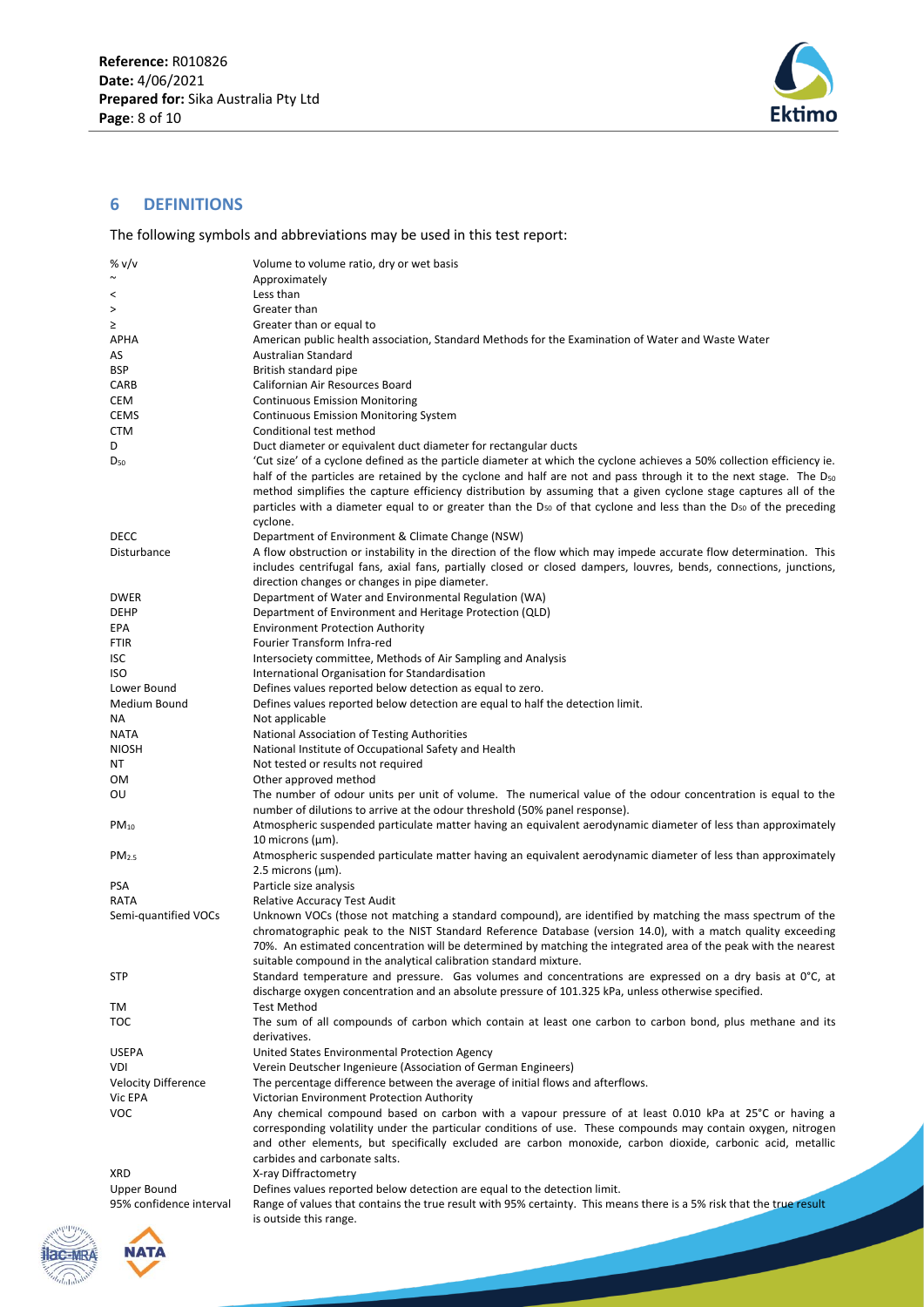## 6 DEFINITIONS

The following symbols and abbreviations may be used in this test report:

| | |
|---|---|
| % v/v | Volume to volume ratio, dry or wet basis |
| ~ | Approximately |
| < | Less than |
| > | Greater than |
| ≥ | Greater than or equal to |
| APHA | American public health association, Standard Methods for the Examination of Water and Waste Water |
| AS | Australian Standard |
| BSP | British standard pipe |
| CARB | Californian Air Resources Board |
| CEM | Continuous Emission Monitoring |
| CEMS | Continuous Emission Monitoring System |
| CTM | Conditional test method |
| D | Duct diameter or equivalent duct diameter for rectangular ducts |
| $D_{50}$ | 'Cut size' of a cyclone defined as the particle diameter at which the cyclone achieves a 50% collection efficiency ie. half of the particles are retained by the cyclone and half are not and pass through it to the next stage. The $D_{50}$ method simplifies the capture efficiency distribution by assuming that a given cyclone stage captures all of the particles with a diameter equal to or greater than the $D_{50}$ of that cyclone and less than the $D_{50}$ of the preceding cyclone. |
| DECC | Department of Environment & Climate Change (NSW) |
| Disturbance | A flow obstruction or instability in the direction of the flow which may impede accurate flow determination. This includes centrifugal fans, axial fans, partially closed or closed dampers, louvres, bends, connections, junctions, direction changes or changes in pipe diameter. |
| DWER | Department of Water and Environmental Regulation (WA) |
| DEHP | Department of Environment and Heritage Protection (QLD) |
| EPA | Environment Protection Authority |
| FTIR | Fourier Transform Infra-red |
| ISC | Intersociety committee, Methods of Air Sampling and Analysis |
| ISO | International Organisation for Standardisation |
| Lower Bound | Defines values reported below detection as equal to zero. |
| Medium Bound | Defines values reported below detection are equal to half the detection limit. |
| NA | Not applicable |
| NATA | National Association of Testing Authorities |
| NIOSH | National Institute of Occupational Safety and Health |
| NT | Not tested or results not required |
| OM | Other approved method |
| OU | The number of odour units per unit of volume. The numerical value of the odour concentration is equal to the number of dilutions to arrive at the odour threshold (50% panel response). |
| $PM_{10}$ | Atmospheric suspended particulate matter having an equivalent aerodynamic diameter of less than approximately 10 microns (µm). |
| $PM_{2.5}$ | Atmospheric suspended particulate matter having an equivalent aerodynamic diameter of less than approximately 2.5 microns (µm). |
| PSA | Particle size analysis |
| RATA | Relative Accuracy Test Audit |
| Semi-quantified VOCs | Unknown VOCs (those not matching a standard compound), are identified by matching the mass spectrum of the chromatographic peak to the NIST Standard Reference Database (version 14.0), with a match quality exceeding 70%. An estimated concentration will be determined by matching the integrated area of the peak with the nearest suitable compound in the analytical calibration standard mixture. |
| STP | Standard temperature and pressure. Gas volumes and concentrations are expressed on a dry basis at 0°C, at discharge oxygen concentration and an absolute pressure of 101.325 kPa, unless otherwise specified. |
| TM | Test Method |
| TOC | The sum of all compounds of carbon which contain at least one carbon to carbon bond, plus methane and its derivatives. |
| USEPA | United States Environmental Protection Agency |
| VDI | Verein Deutscher Ingenieure (Association of German Engineers) |
| Velocity Difference | The percentage difference between the average of initial flows and afterflows. |
| Vic EPA | Victorian Environment Protection Authority |
| VOC | Any chemical compound based on carbon with a vapour pressure of at least 0.010 kPa at 25°C or having a corresponding volatility under the particular conditions of use. These compounds may contain oxygen, nitrogen and other elements, but specifically excluded are carbon monoxide, carbon dioxide, carbonic acid, metallic carbides and carbonate salts. |
| XRD | X-ray Diffractometry |
| Upper Bound | Defines values reported below detection are equal to the detection limit. |
| 95% confidence interval | Range of values that contains the true result with 95% certainty. This means there is a 5% risk that the true result is outside this range. |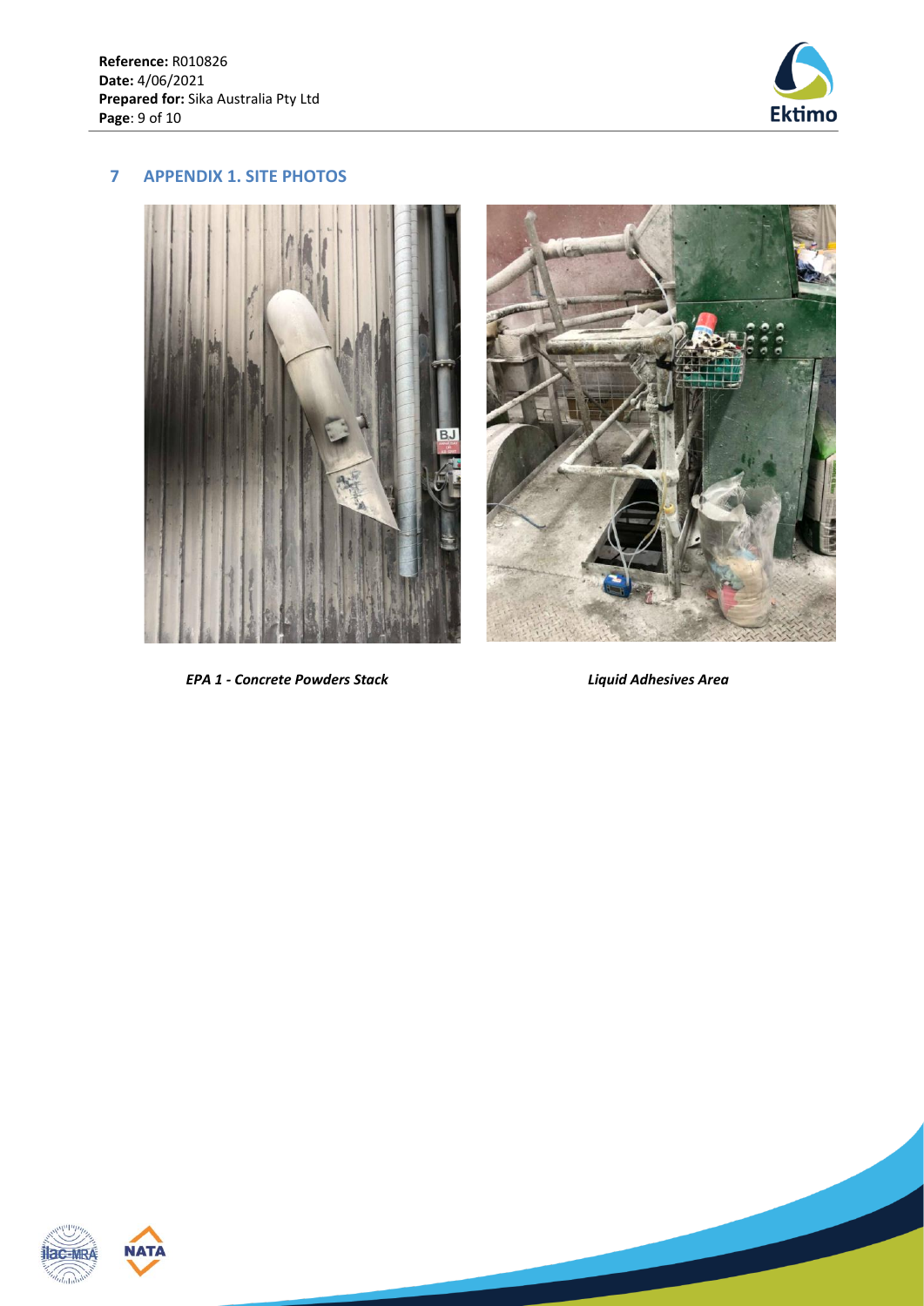## 7 APPENDIX 1. SITE PHOTOS

*EPA 1 - Concrete Powders Stack*

*Liquid Adhesives Area*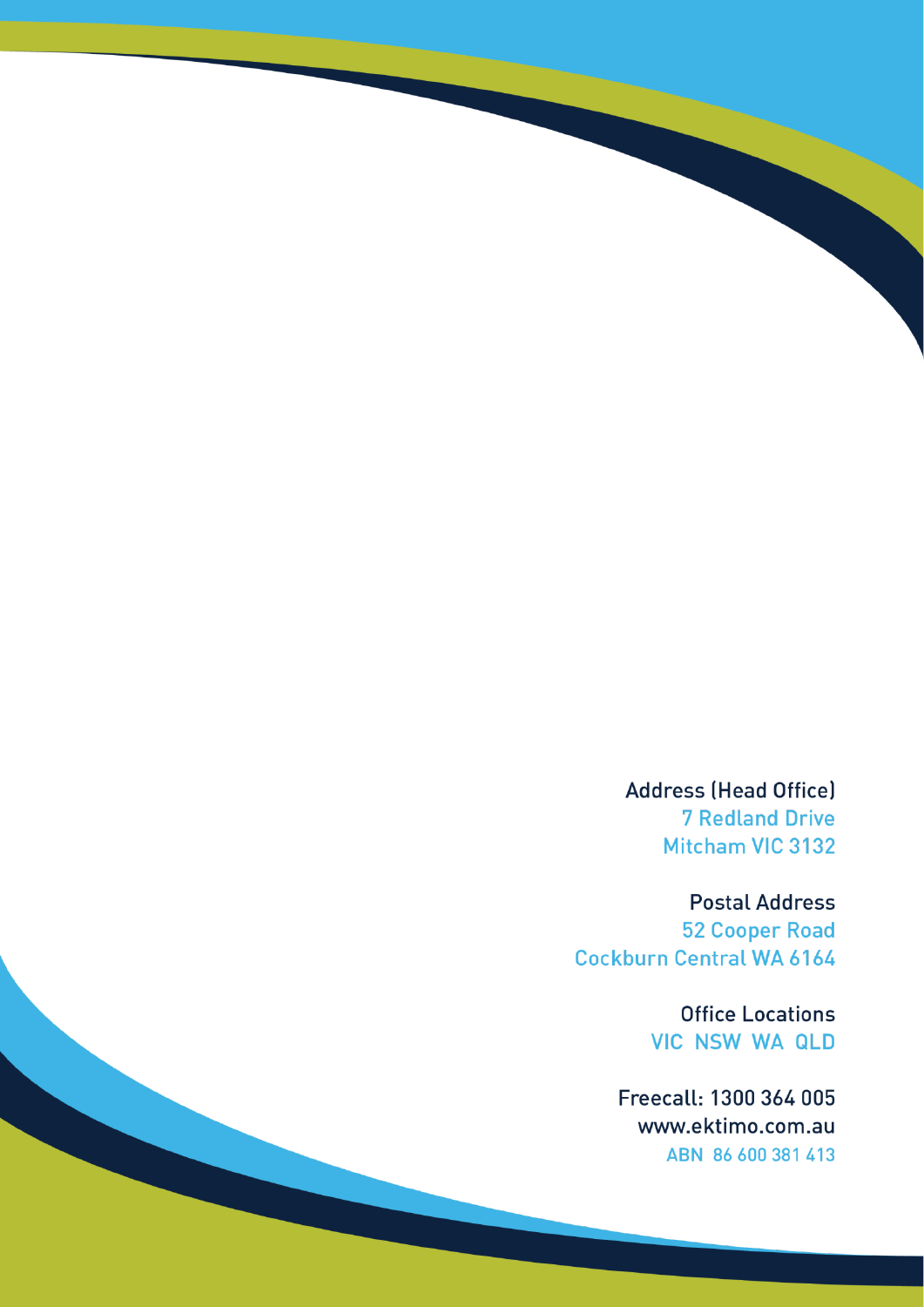**Address (Head Office)**
7 Redland Drive
Mitcham VIC 3132

**Postal Address**
52 Cooper Road
Cockburn Central WA 6164

**Office Locations**
VIC NSW WA QLD

Freecall: 1300 364 005
www.ektimo.com.au
ABN 86 600 381 413